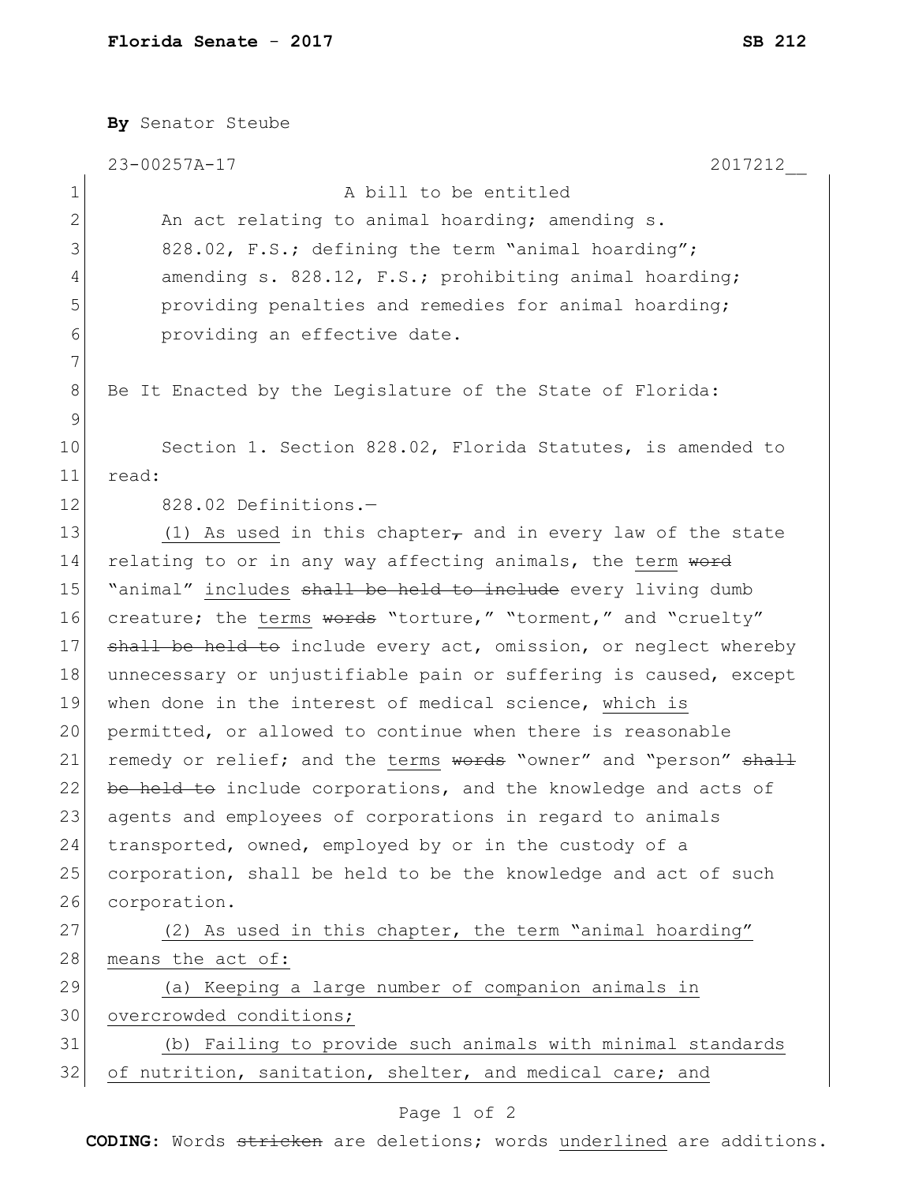**Florida Senate - 2017** **SB 212**

**By** Senator Steube

23-00257A-17 2017212__

A bill to be entitled

An act relating to animal hoarding; amending s. 828.02, F.S.; defining the term "animal hoarding"; amending s. 828.12, F.S.; prohibiting animal hoarding; providing penalties and remedies for animal hoarding; providing an effective date.

Be It Enacted by the Legislature of the State of Florida:

Section 1. Section 828.02, Florida Statutes, is amended to read:

828.02 Definitions.—

<u>(1) As used</u> in this chapter~~,~~ and in every law of the state relating to or in any way affecting animals, the <u>term</u> ~~word~~ "animal" <u>includes</u> ~~shall be held to include~~ every living dumb creature; the <u>terms</u> ~~words~~ "torture," "torment," and "cruelty" ~~shall be held to~~ include every act, omission, or neglect whereby unnecessary or unjustifiable pain or suffering is caused, except when done in the interest of medical science, <u>which is</u> permitted, or allowed to continue when there is reasonable remedy or relief; and the <u>terms</u> ~~words~~ "owner" and "person" ~~shall be held to~~ include corporations, and the knowledge and acts of agents and employees of corporations in regard to animals transported, owned, employed by or in the custody of a corporation, shall be held to be the knowledge and act of such corporation.

<u>(2) As used in this chapter, the term "animal hoarding" means the act of:</u>

<u>(a) Keeping a large number of companion animals in overcrowded conditions;</u>

<u>(b) Failing to provide such animals with minimal standards of nutrition, sanitation, shelter, and medical care; and</u>

**CODING:** Words ~~stricken~~ are deletions; words <u>underlined</u> are additions.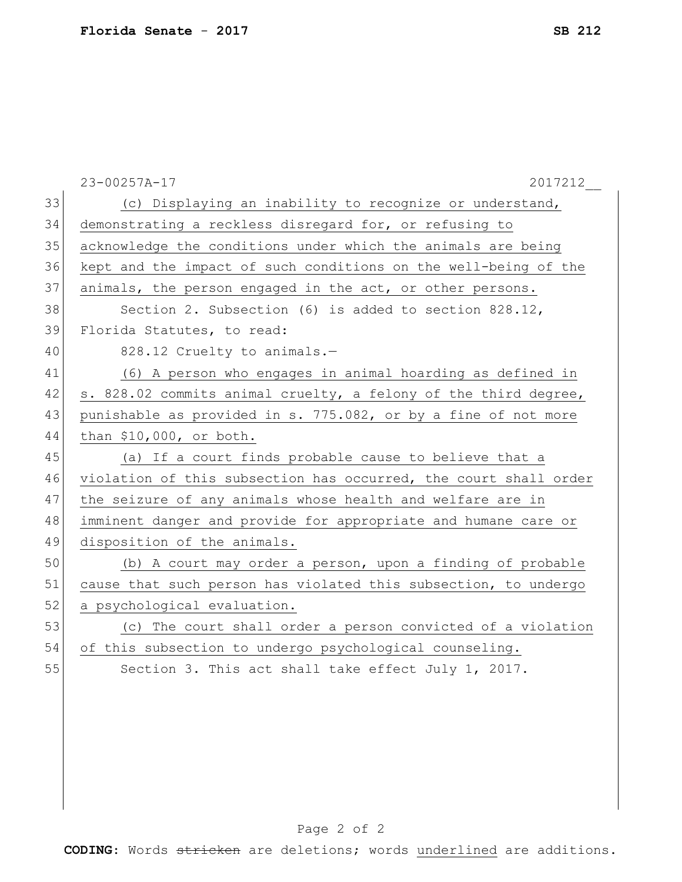(c) Displaying an inability to recognize or understand, demonstrating a reckless disregard for, or refusing to acknowledge the conditions under which the animals are being kept and the impact of such conditions on the well-being of the animals, the person engaged in the act, or other persons.

Section 2. Subsection (6) is added to section 828.12, Florida Statutes, to read:

828.12 Cruelty to animals.—

(6) A person who engages in animal hoarding as defined in s. 828.02 commits animal cruelty, a felony of the third degree, punishable as provided in s. 775.082, or by a fine of not more than $10,000, or both.

(a) If a court finds probable cause to believe that a violation of this subsection has occurred, the court shall order the seizure of any animals whose health and welfare are in imminent danger and provide for appropriate and humane care or disposition of the animals.

(b) A court may order a person, upon a finding of probable cause that such person has violated this subsection, to undergo a psychological evaluation.

(c) The court shall order a person convicted of a violation of this subsection to undergo psychological counseling.

Section 3. This act shall take effect July 1, 2017.

**CODING:** Words stricken are deletions; words underlined are additions.